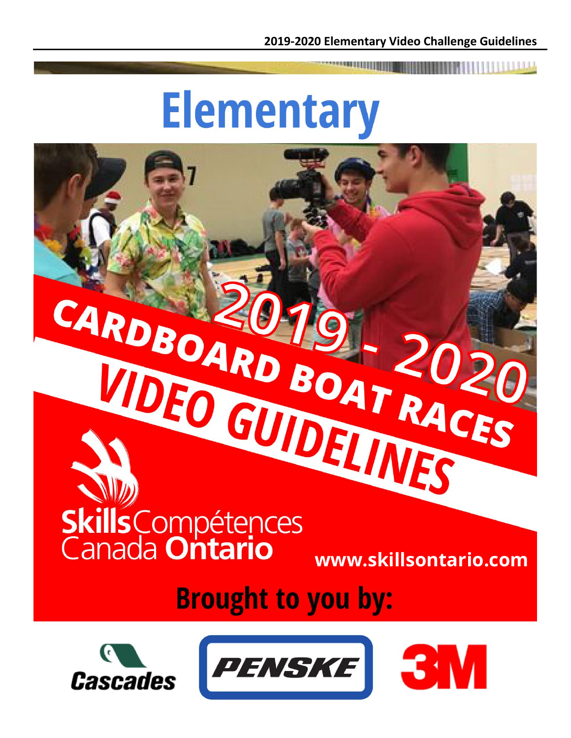# Elementary

# 2019 - 2020 CARDBOARD BOAT RACES VIDEO GUIDELINES

Skills Compétences Canada Ontario

www.skillsontario.com

## Brought to you by:

Cascades

PENSKE

3M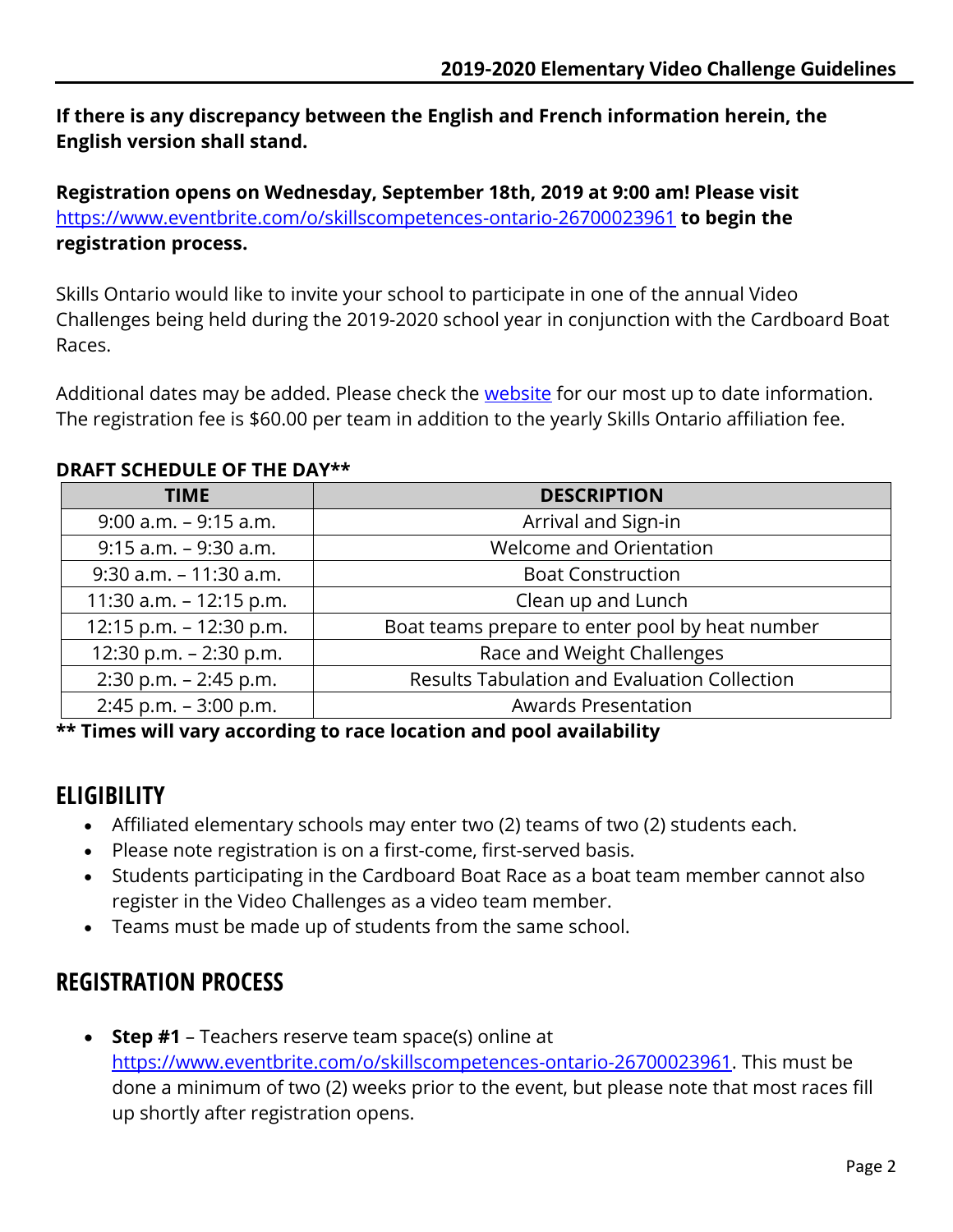**If there is any discrepancy between the English and French information herein, the English version shall stand.**

**Registration opens on Wednesday, September 18th, 2019 at 9:00 am! Please visit** [https://www.eventbrite.com/o/skillscompetences-ontario-26700023961](https://www.eventbrite.com/o/skillscompetences-ontario-26700023961) **to begin the registration process.**

Skills Ontario would like to invite your school to participate in one of the annual Video Challenges being held during the 2019-2020 school year in conjunction with the Cardboard Boat Races.

Additional dates may be added. Please check the [website](website) for our most up to date information. The registration fee is $60.00 per team in addition to the yearly Skills Ontario affiliation fee.

**DRAFT SCHEDULE OF THE DAY****

| TIME | DESCRIPTION |
|---|---|
| 9:00 a.m. – 9:15 a.m. | Arrival and Sign-in |
| 9:15 a.m. – 9:30 a.m. | Welcome and Orientation |
| 9:30 a.m. – 11:30 a.m. | Boat Construction |
| 11:30 a.m. – 12:15 p.m. | Clean up and Lunch |
| 12:15 p.m. – 12:30 p.m. | Boat teams prepare to enter pool by heat number |
| 12:30 p.m. – 2:30 p.m. | Race and Weight Challenges |
| 2:30 p.m. – 2:45 p.m. | Results Tabulation and Evaluation Collection |
| 2:45 p.m. – 3:00 p.m. | Awards Presentation |

**** Times will vary according to race location and pool availability**

## ELIGIBILITY

- Affiliated elementary schools may enter two (2) teams of two (2) students each.
- Please note registration is on a first-come, first-served basis.
- Students participating in the Cardboard Boat Race as a boat team member cannot also register in the Video Challenges as a video team member.
- Teams must be made up of students from the same school.

## REGISTRATION PROCESS

- **Step #1** – Teachers reserve team space(s) online at [https://www.eventbrite.com/o/skillscompetences-ontario-26700023961](https://www.eventbrite.com/o/skillscompetences-ontario-26700023961). This must be done a minimum of two (2) weeks prior to the event, but please note that most races fill up shortly after registration opens.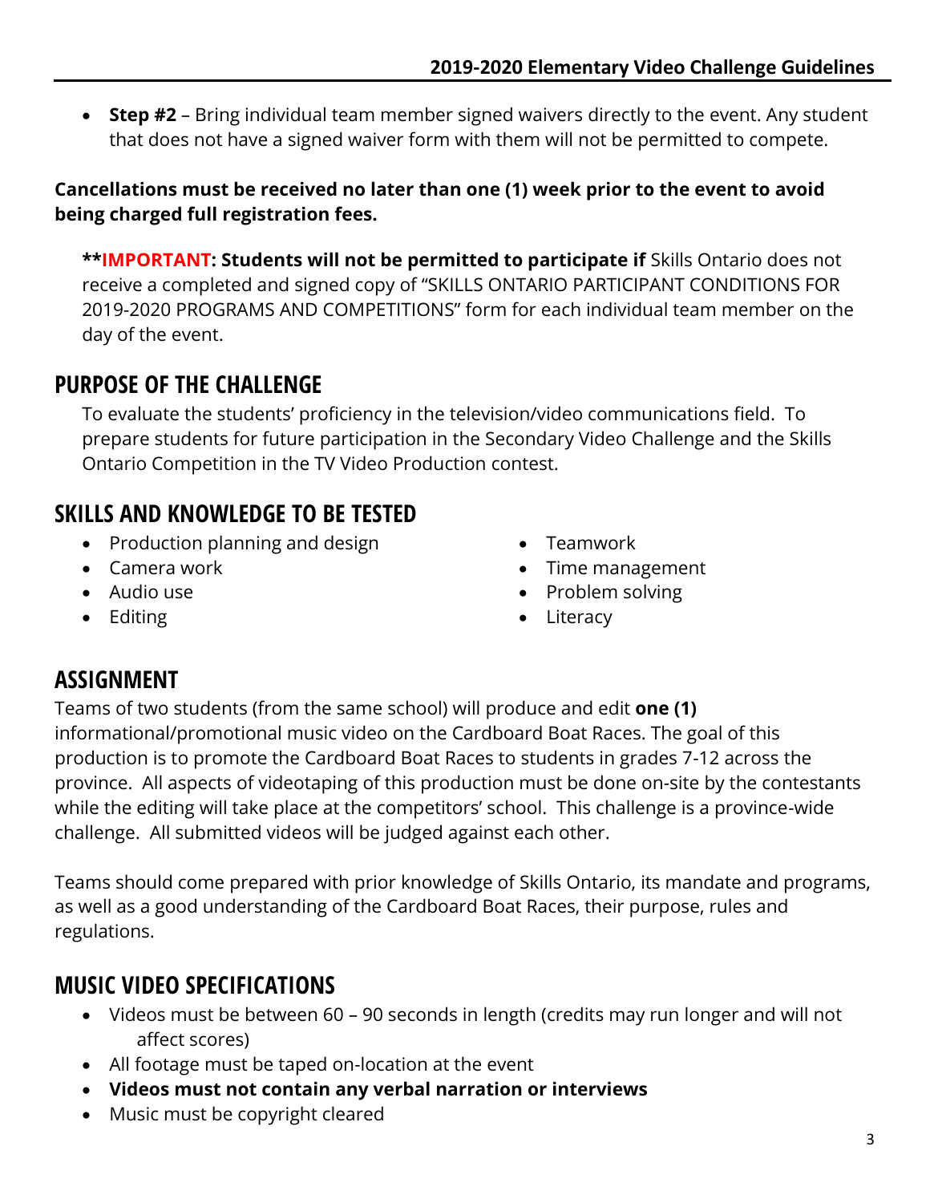- **Step #2** – Bring individual team member signed waivers directly to the event. Any student that does not have a signed waiver form with them will not be permitted to compete.

**Cancellations must be received no later than one (1) week prior to the event to avoid being charged full registration fees.**

**IMPORTANT: Students will not be permitted to participate if** Skills Ontario does not receive a completed and signed copy of "SKILLS ONTARIO PARTICIPANT CONDITIONS FOR 2019-2020 PROGRAMS AND COMPETITIONS" form for each individual team member on the day of the event.

## PURPOSE OF THE CHALLENGE

To evaluate the students' proficiency in the television/video communications field. To prepare students for future participation in the Secondary Video Challenge and the Skills Ontario Competition in the TV Video Production contest.

## SKILLS AND KNOWLEDGE TO BE TESTED

- Production planning and design
- Camera work
- Audio use
- Editing
- Teamwork
- Time management
- Problem solving
- Literacy

## ASSIGNMENT

Teams of two students (from the same school) will produce and edit **one (1)** informational/promotional music video on the Cardboard Boat Races. The goal of this production is to promote the Cardboard Boat Races to students in grades 7-12 across the province. All aspects of videotaping of this production must be done on-site by the contestants while the editing will take place at the competitors' school. This challenge is a province-wide challenge. All submitted videos will be judged against each other.

Teams should come prepared with prior knowledge of Skills Ontario, its mandate and programs, as well as a good understanding of the Cardboard Boat Races, their purpose, rules and regulations.

## MUSIC VIDEO SPECIFICATIONS

- Videos must be between 60 – 90 seconds in length (credits may run longer and will not affect scores)
- All footage must be taped on-location at the event
- **Videos must not contain any verbal narration or interviews**
- Music must be copyright cleared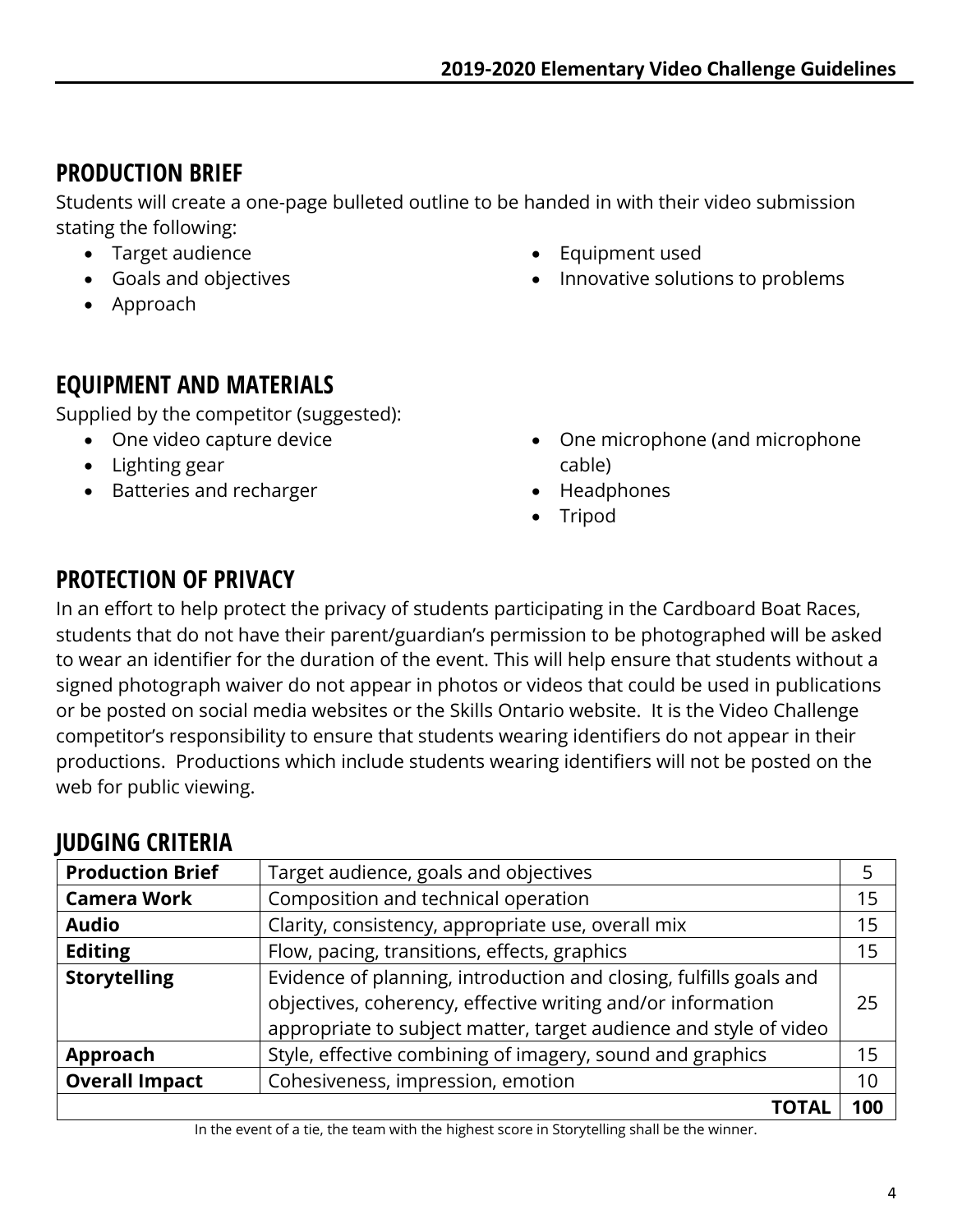## PRODUCTION BRIEF

Students will create a one-page bulleted outline to be handed in with their video submission stating the following:

- Target audience
- Goals and objectives
- Approach
- Equipment used
- Innovative solutions to problems

## EQUIPMENT AND MATERIALS

Supplied by the competitor (suggested):

- One video capture device
- Lighting gear
- Batteries and recharger
- One microphone (and microphone cable)
- Headphones
- Tripod

## PROTECTION OF PRIVACY

In an effort to help protect the privacy of students participating in the Cardboard Boat Races, students that do not have their parent/guardian's permission to be photographed will be asked to wear an identifier for the duration of the event. This will help ensure that students without a signed photograph waiver do not appear in photos or videos that could be used in publications or be posted on social media websites or the Skills Ontario website. It is the Video Challenge competitor's responsibility to ensure that students wearing identifiers do not appear in their productions. Productions which include students wearing identifiers will not be posted on the web for public viewing.

## JUDGING CRITERIA

| | | |
|---|---|---|
| **Production Brief** | Target audience, goals and objectives | 5 |
| **Camera Work** | Composition and technical operation | 15 |
| **Audio** | Clarity, consistency, appropriate use, overall mix | 15 |
| **Editing** | Flow, pacing, transitions, effects, graphics | 15 |
| **Storytelling** | Evidence of planning, introduction and closing, fulfills goals and objectives, coherency, effective writing and/or information appropriate to subject matter, target audience and style of video | 25 |
| **Approach** | Style, effective combining of imagery, sound and graphics | 15 |
| **Overall Impact** | Cohesiveness, impression, emotion | 10 |
| | **TOTAL** | **100** |

In the event of a tie, the team with the highest score in Storytelling shall be the winner.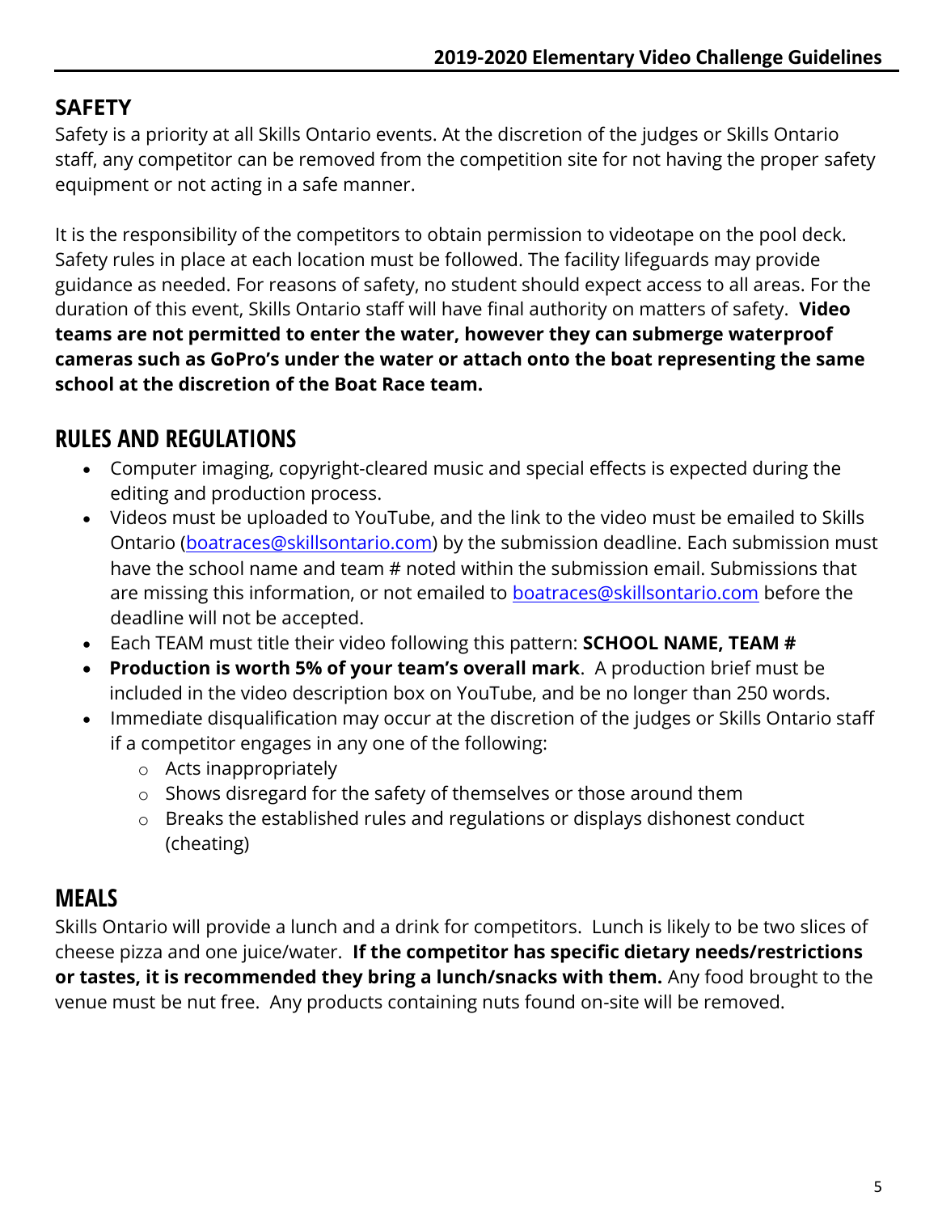## SAFETY

Safety is a priority at all Skills Ontario events. At the discretion of the judges or Skills Ontario staff, any competitor can be removed from the competition site for not having the proper safety equipment or not acting in a safe manner.

It is the responsibility of the competitors to obtain permission to videotape on the pool deck. Safety rules in place at each location must be followed. The facility lifeguards may provide guidance as needed. For reasons of safety, no student should expect access to all areas. For the duration of this event, Skills Ontario staff will have final authority on matters of safety. **Video teams are not permitted to enter the water, however they can submerge waterproof cameras such as GoPro's under the water or attach onto the boat representing the same school at the discretion of the Boat Race team.**

## RULES AND REGULATIONS

- Computer imaging, copyright-cleared music and special effects is expected during the editing and production process.
- Videos must be uploaded to YouTube, and the link to the video must be emailed to Skills Ontario (boatraces@skillsontario.com) by the submission deadline. Each submission must have the school name and team # noted within the submission email. Submissions that are missing this information, or not emailed to boatraces@skillsontario.com before the deadline will not be accepted.
- Each TEAM must title their video following this pattern: **SCHOOL NAME, TEAM #**
- **Production is worth 5% of your team's overall mark**. A production brief must be included in the video description box on YouTube, and be no longer than 250 words.
- Immediate disqualification may occur at the discretion of the judges or Skills Ontario staff if a competitor engages in any one of the following:
  - Acts inappropriately
  - Shows disregard for the safety of themselves or those around them
  - Breaks the established rules and regulations or displays dishonest conduct (cheating)

## MEALS

Skills Ontario will provide a lunch and a drink for competitors. Lunch is likely to be two slices of cheese pizza and one juice/water. **If the competitor has specific dietary needs/restrictions or tastes, it is recommended they bring a lunch/snacks with them.** Any food brought to the venue must be nut free. Any products containing nuts found on-site will be removed.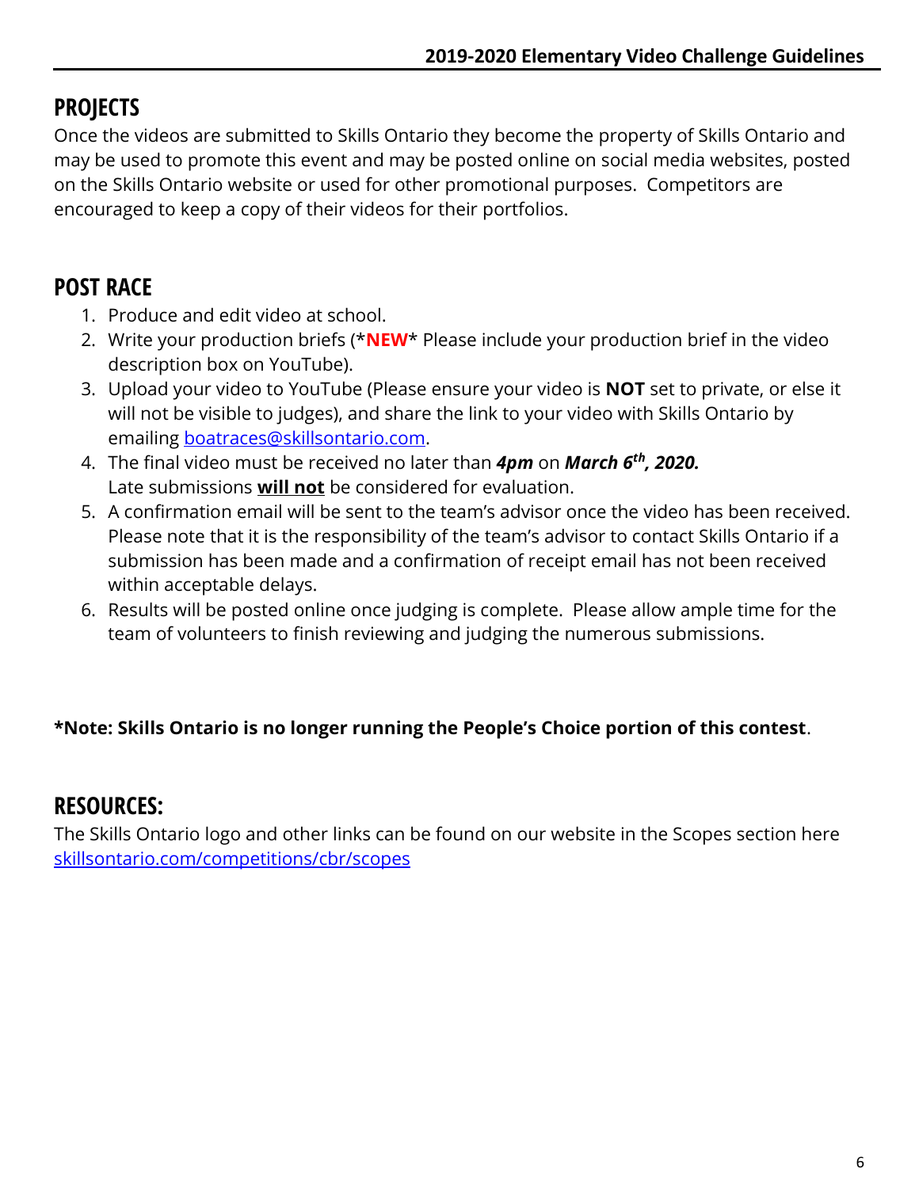## PROJECTS

Once the videos are submitted to Skills Ontario they become the property of Skills Ontario and may be used to promote this event and may be posted online on social media websites, posted on the Skills Ontario website or used for other promotional purposes. Competitors are encouraged to keep a copy of their videos for their portfolios.

## POST RACE

1. Produce and edit video at school.
2. Write your production briefs (***NEW*** Please include your production brief in the video description box on YouTube).
3. Upload your video to YouTube (Please ensure your video is **NOT** set to private, or else it will not be visible to judges), and share the link to your video with Skills Ontario by emailing boatraces@skillsontario.com.
4. The final video must be received no later than ***4pm*** on ***March 6th, 2020.*** Late submissions **will not** be considered for evaluation.
5. A confirmation email will be sent to the team's advisor once the video has been received. Please note that it is the responsibility of the team's advisor to contact Skills Ontario if a submission has been made and a confirmation of receipt email has not been received within acceptable delays.
6. Results will be posted online once judging is complete. Please allow ample time for the team of volunteers to finish reviewing and judging the numerous submissions.

**\*Note: Skills Ontario is no longer running the People's Choice portion of this contest**.

## RESOURCES:

The Skills Ontario logo and other links can be found on our website in the Scopes section here skillsontario.com/competitions/cbr/scopes